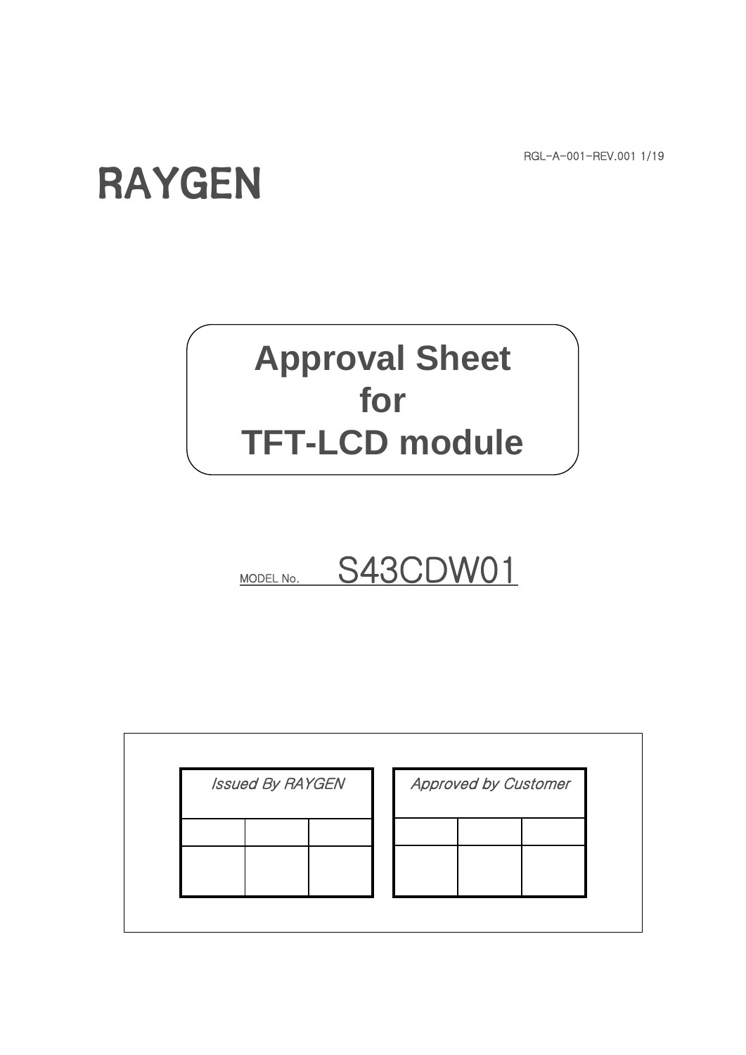RGL-A-001-REV.001

# RAYGEN

# Approval Sheet for TFT-LCD module

MODEL No. **S43CDW01**

| *Issued By RAYGEN* | | |
|---|---|---|
| | | |
| | | |

| *Approved by Customer* | | |
|---|---|---|
| | | |
| | | |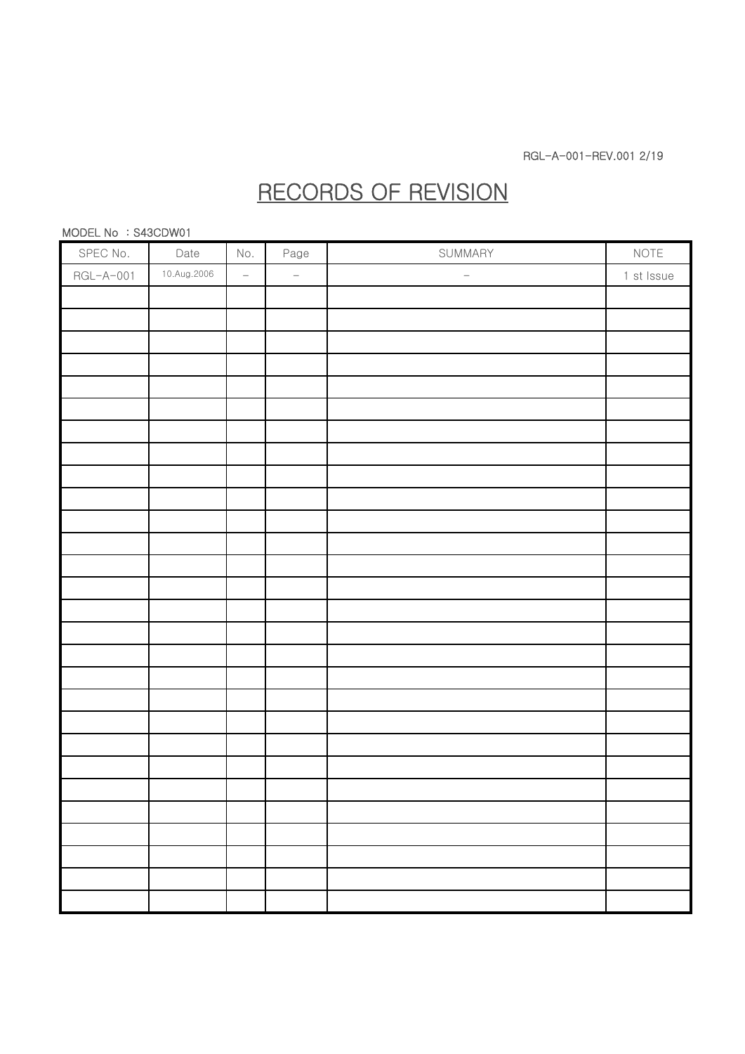# RECORDS OF REVISION

MODEL No ：S43CDW01

| SPEC No. | Date | No. | Page | SUMMARY | NOTE |
|---|---|---|---|---|---|
| RGL-A-001 | 10.Aug.2006 | – | – | – | 1 st Issue |
| | | | | | |
| | | | | | |
| | | | | | |
| | | | | | |
| | | | | | |
| | | | | | |
| | | | | | |
| | | | | | |
| | | | | | |
| | | | | | |
| | | | | | |
| | | | | | |
| | | | | | |
| | | | | | |
| | | | | | |
| | | | | | |
| | | | | | |
| | | | | | |
| | | | | | |
| | | | | | |
| | | | | | |
| | | | | | |
| | | | | | |
| | | | | | |
| | | | | | |
| | | | | | |
| | | | | | |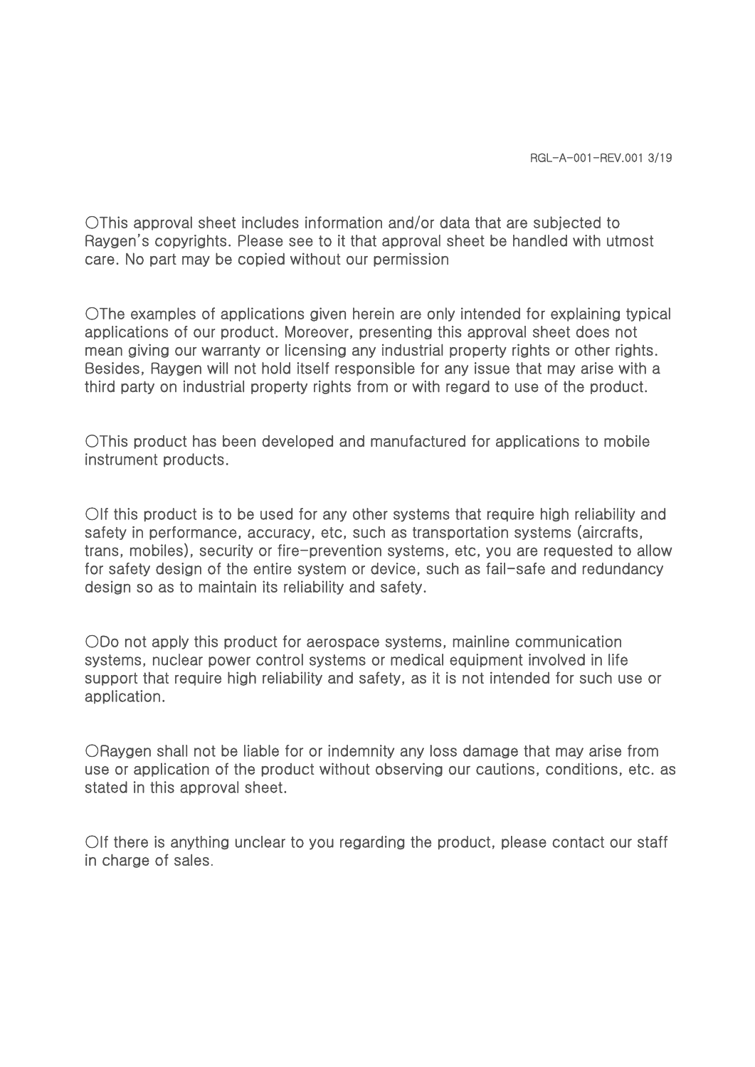○This approval sheet includes information and/or data that are subjected to Raygen's copyrights. Please see to it that approval sheet be handled with utmost care. No part may be copied without our permission

○The examples of applications given herein are only intended for explaining typical applications of our product. Moreover, presenting this approval sheet does not mean giving our warranty or licensing any industrial property rights or other rights. Besides, Raygen will not hold itself responsible for any issue that may arise with a third party on industrial property rights from or with regard to use of the product.

○This product has been developed and manufactured for applications to mobile instrument products.

○If this product is to be used for any other systems that require high reliability and safety in performance, accuracy, etc, such as transportation systems (aircrafts, trans, mobiles), security or fire-prevention systems, etc, you are requested to allow for safety design of the entire system or device, such as fail-safe and redundancy design so as to maintain its reliability and safety.

○Do not apply this product for aerospace systems, mainline communication systems, nuclear power control systems or medical equipment involved in life support that require high reliability and safety, as it is not intended for such use or application.

○Raygen shall not be liable for or indemnity any loss damage that may arise from use or application of the product without observing our cautions, conditions, etc. as stated in this approval sheet.

○If there is anything unclear to you regarding the product, please contact our staff in charge of sales.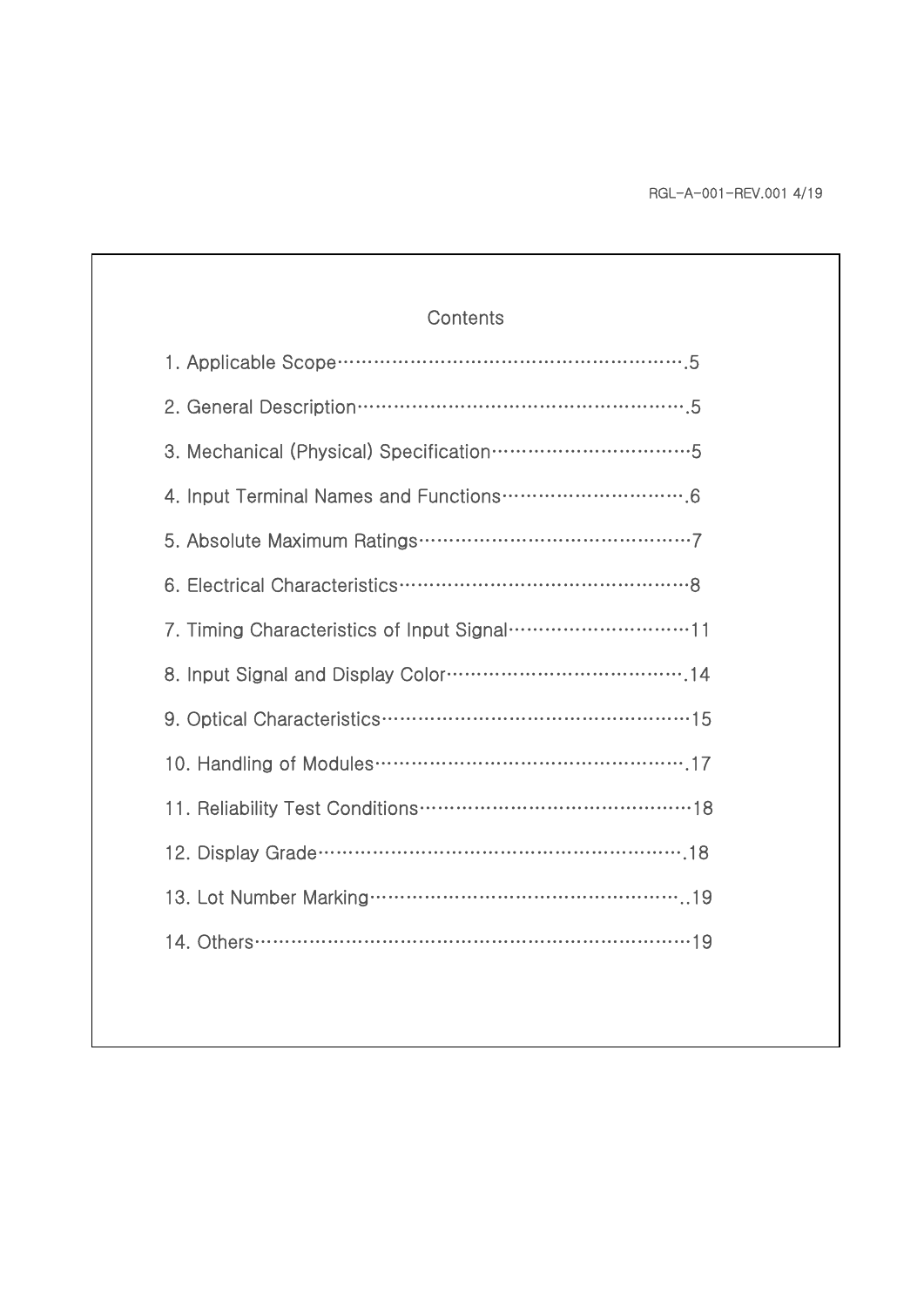# Contents

1. Applicable Scope……………………………………………………….5
2. General Description…………………………………………………….5
3. Mechanical (Physical) Specification……………………………5
4. Input Terminal Names and Functions………………………….6
5. Absolute Maximum Ratings………………………………………7
6. Electrical Characteristics…………………………………………8
7. Timing Characteristics of Input Signal…………………………11
8. Input Signal and Display Color………………………………….14
9. Optical Characteristics……………………………………………15
10. Handling of Modules……………………………………………….17
11. Reliability Test Conditions………………………………………18
12. Display Grade……………………………………………………….18
13. Lot Number Marking……………………………………………..19
14. Others………………………………………………………………19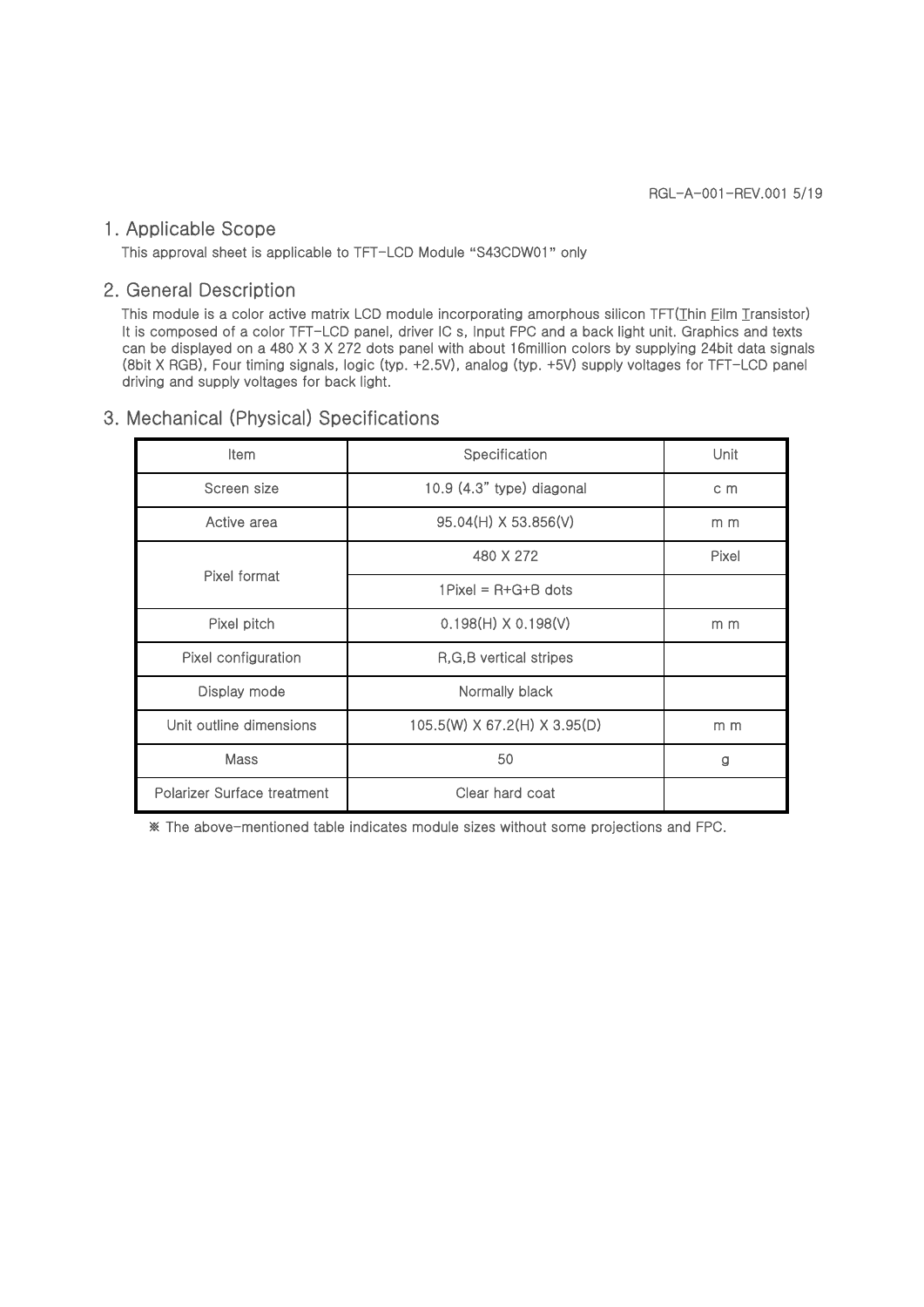## 1. Applicable Scope

This approval sheet is applicable to TFT-LCD Module “S43CDW01” only

## 2. General Description

This module is a color active matrix LCD module incorporating amorphous silicon TFT(Thin Film Transistor) It is composed of a color TFT-LCD panel, driver IC s, Input FPC and a back light unit. Graphics and texts can be displayed on a 480 X 3 X 272 dots panel with about 16million colors by supplying 24bit data signals (8bit X RGB), Four timing signals, logic (typ. +2.5V), analog (typ. +5V) supply voltages for TFT-LCD panel driving and supply voltages for back light.

## 3. Mechanical (Physical) Specifications

| Item | Specification | Unit |
|---|---|---|
| Screen size | 10.9 (4.3” type) diagonal | c m |
| Active area | 95.04(H) X 53.856(V) | m m |
| Pixel format | 480 X 272 | Pixel |
| | 1Pixel = R+G+B dots | |
| Pixel pitch | 0.198(H) X 0.198(V) | m m |
| Pixel configuration | R,G,B vertical stripes | |
| Display mode | Normally black | |
| Unit outline dimensions | 105.5(W) X 67.2(H) X 3.95(D) | m m |
| Mass | 50 | g |
| Polarizer Surface treatment | Clear hard coat | |

※ The above-mentioned table indicates module sizes without some projections and FPC.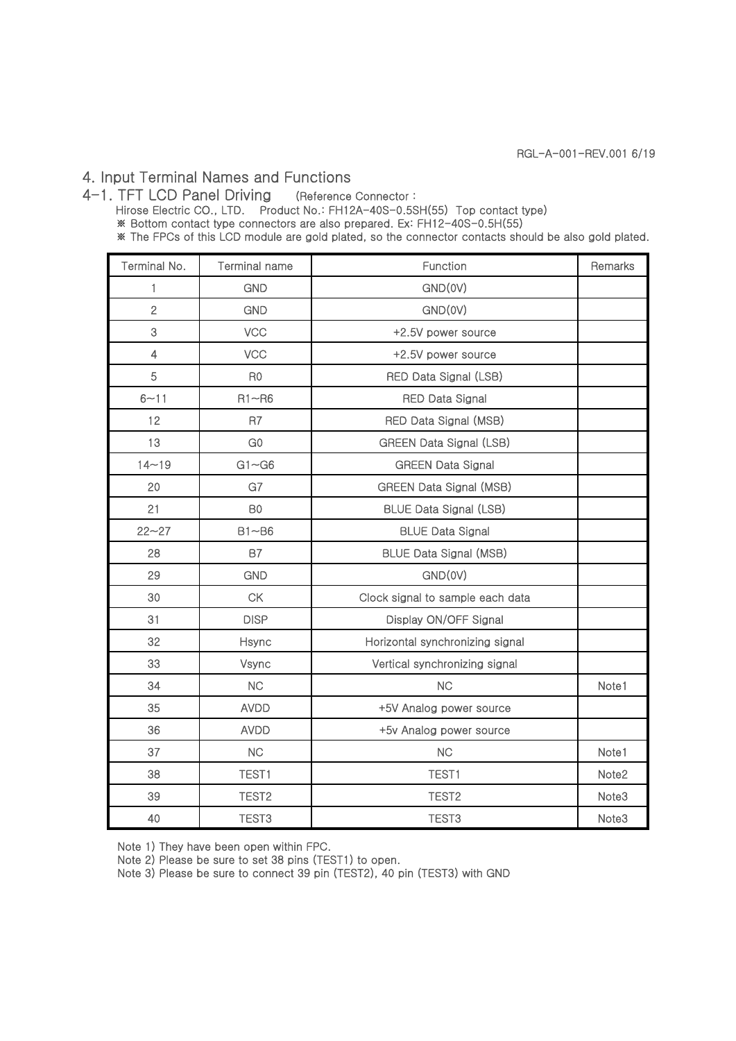# 4. Input Terminal Names and Functions

## 4-1. TFT LCD Panel Driving (Reference Connector : Hirose Electric CO., LTD. Product No.: FH12A-40S-0.5SH(55) Top contact type)

※ Bottom contact type connectors are also prepared. Ex: FH12-40S-0.5H(55)

※ The FPCs of this LCD module are gold plated, so the connector contacts should be also gold plated.

| Terminal No. | Terminal name | Function | Remarks |
|---|---|---|---|
| 1 | GND | GND(0V) | |
| 2 | GND | GND(0V) | |
| 3 | VCC | +2.5V power source | |
| 4 | VCC | +2.5V power source | |
| 5 | R0 | RED Data Signal (LSB) | |
| 6~11 | R1~R6 | RED Data Signal | |
| 12 | R7 | RED Data Signal (MSB) | |
| 13 | G0 | GREEN Data Signal (LSB) | |
| 14~19 | G1~G6 | GREEN Data Signal | |
| 20 | G7 | GREEN Data Signal (MSB) | |
| 21 | B0 | BLUE Data Signal (LSB) | |
| 22~27 | B1~B6 | BLUE Data Signal | |
| 28 | B7 | BLUE Data Signal (MSB) | |
| 29 | GND | GND(0V) | |
| 30 | CK | Clock signal to sample each data | |
| 31 | DISP | Display ON/OFF Signal | |
| 32 | Hsync | Horizontal synchronizing signal | |
| 33 | Vsync | Vertical synchronizing signal | |
| 34 | NC | NC | Note1 |
| 35 | AVDD | +5V Analog power source | |
| 36 | AVDD | +5v Analog power source | |
| 37 | NC | NC | Note1 |
| 38 | TEST1 | TEST1 | Note2 |
| 39 | TEST2 | TEST2 | Note3 |
| 40 | TEST3 | TEST3 | Note3 |

Note 1) They have been open within FPC.

Note 2) Please be sure to set 38 pins (TEST1) to open.

Note 3) Please be sure to connect 39 pin (TEST2), 40 pin (TEST3) with GND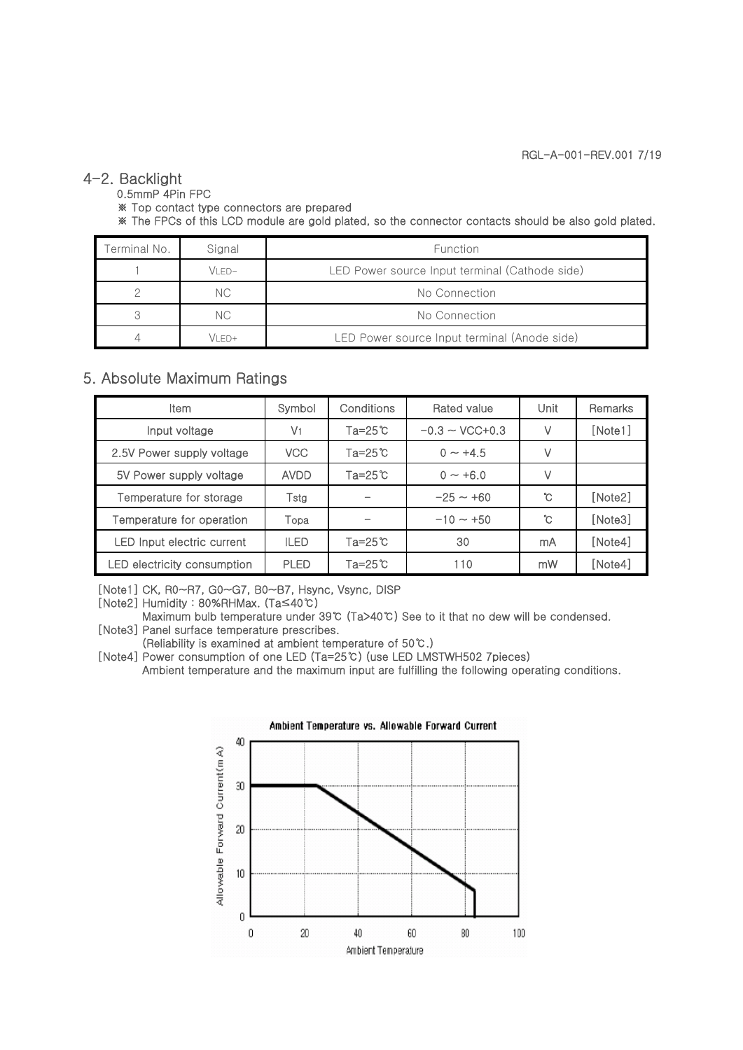## 4-2. Backlight

0.5mmP 4Pin FPC

※ Top contact type connectors are prepared

※ The FPCs of this LCD module are gold plated, so the connector contacts should be also gold plated.

| Terminal No. | Signal | Function |
|---|---|---|
| 1 | $V_{LED-}$ | LED Power source Input terminal (Cathode side) |
| 2 | NC | No Connection |
| 3 | NC | No Connection |
| 4 | $V_{LED+}$ | LED Power source Input terminal (Anode side) |

## 5. Absolute Maximum Ratings

| Item | Symbol | Conditions | Rated value | Unit | Remarks |
|---|---|---|---|---|---|
| Input voltage | $V_1$ | Ta=25℃ | −0.3 ~ VCC+0.3 | V | [Note1] |
| 2.5V Power supply voltage | VCC | Ta=25℃ | 0 ~ +4.5 | V | |
| 5V Power supply voltage | AVDD | Ta=25℃ | 0 ~ +6.0 | V | |
| Temperature for storage | Tstg | – | −25 ~ +60 | ℃ | [Note2] |
| Temperature for operation | Topa | – | −10 ~ +50 | ℃ | [Note3] |
| LED Input electric current | ILED | Ta=25℃ | 30 | mA | [Note4] |
| LED electricity consumption | PLED | Ta=25℃ | 110 | mW | [Note4] |

[Note1] CK, R0~R7, G0~G7, B0~B7, Hsync, Vsync, DISP

[Note2] Humidity : 80%RHMax. (Ta≤40℃)
Maximum bulb temperature under 39℃ (Ta>40℃) See to it that no dew will be condensed.

[Note3] Panel surface temperature prescribes.
(Reliability is examined at ambient temperature of 50℃.)

[Note4] Power consumption of one LED (Ta=25℃) (use LED LMSTWH502 7pieces)
Ambient temperature and the maximum input are fulfilling the following operating conditions.

Ambient Temperature vs. Allowable Forward Current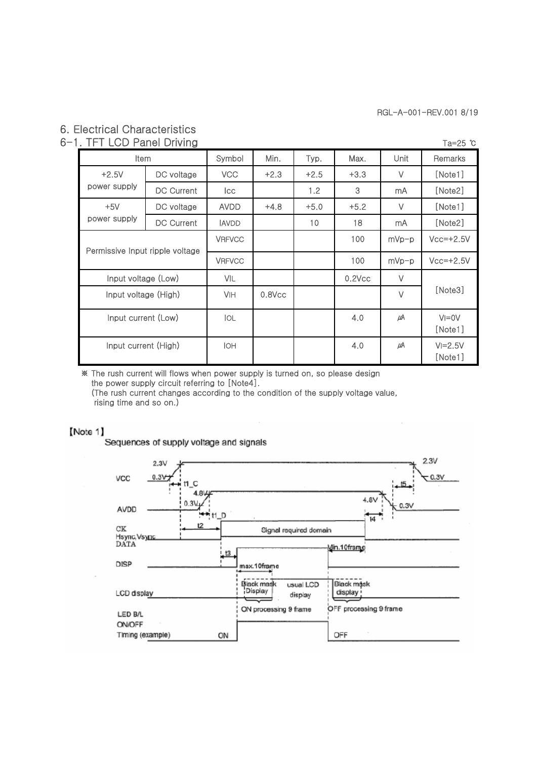# 6. Electrical Characteristics

## 6-1. TFT LCD Panel Driving

Ta=25 ℃

| Item | | Symbol | Min. | Typ. | Max. | Unit | Remarks |
|---|---|---|---|---|---|---|---|
| +2.5V power supply | DC voltage | VCC | +2.3 | +2.5 | +3.3 | V | [Note1] |
| | DC Current | Icc | | 1.2 | 3 | mA | [Note2] |
| +5V power supply | DC voltage | AVDD | +4.8 | +5.0 | +5.2 | V | [Note1] |
| | DC Current | IAVDD | | 10 | 18 | mA | [Note2] |
| Permissive Input ripple voltage | | VRFVCC | | | 100 | mVp-p | Vcc=+2.5V |
| | | VRFVCC | | | 100 | mVp-p | Vcc=+2.5V |
| Input voltage (Low) | | VIL | | | 0.2Vcc | V | [Note3] |
| Input voltage (High) | | VIH | 0.8Vcc | | | V | |
| Input current (Low) | | IOL | | | 4.0 | ㎂ | VI=0V [Note1] |
| Input current (High) | | IOH | | | 4.0 | ㎂ | VI=2.5V [Note1] |

※ The rush current will flows when power supply is turned on, so please design the power supply circuit referring to [Note4].
(The rush current changes according to the condition of the supply voltage value, rising time and so on.)

**[Note 1]**

Sequences of supply voltage and signals

VCC: 0.3V, 2.3V, t1_C, 2.3V, 0.3V, t5
AVDD: 0.3V, 4.8V, t1_D, 4.8V, 0.3V, t4
CK Hsync,Vsync DATA: t2, Signal required domain
DISP: t3, max.10frame, Min.10frame
LCD display: Black mask Display, usual LCD display, Black mask display
ON processing 9 frame, OFF processing 9 frame
LED B/L ON/OFF Timing (example): ON, OFF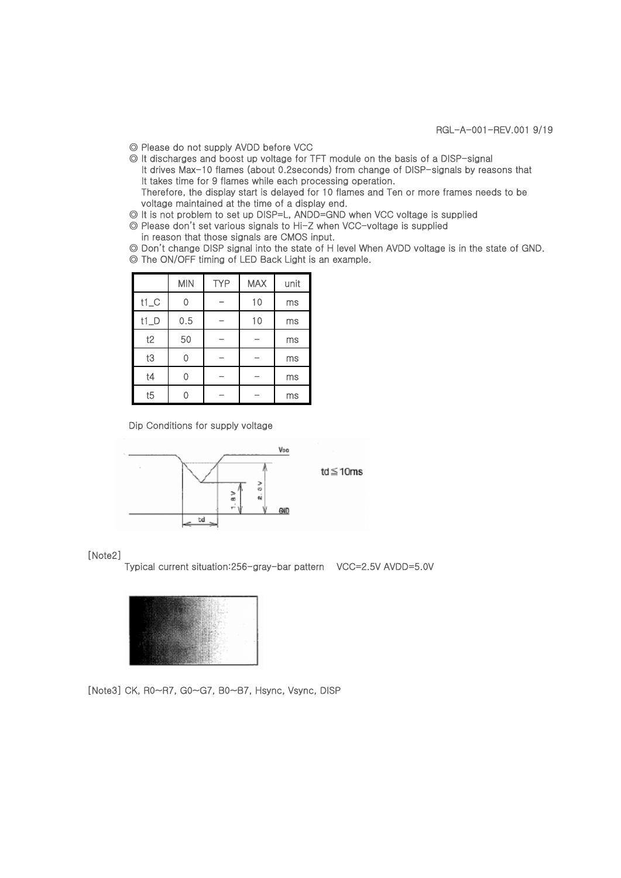◎ Please do not supply AVDD before VCC

◎ It discharges and boost up voltage for TFT module on the basis of a DISP-signal
It drives Max-10 flames (about 0.2seconds) from change of DISP-signals by reasons that
It takes time for 9 flames while each processing operation.
Therefore, the display start is delayed for 10 flames and Ten or more frames needs to be
voltage maintained at the time of a display end.

◎ It is not problem to set up DISP=L, ANDD=GND when VCC voltage is supplied

◎ Please don't set various signals to Hi-Z when VCC-voltage is supplied
in reason that those signals are CMOS input.

◎ Don't change DISP signal into the state of H level When AVDD voltage is in the state of GND.

◎ The ON/OFF timing of LED Back Light is an example.

| | MIN | TYP | MAX | unit |
|---|---|---|---|---|
| t1_C | 0 | – | 10 | ms |
| t1_D | 0.5 | – | 10 | ms |
| t2 | 50 | – | – | ms |
| t3 | 0 | – | – | ms |
| t4 | 0 | – | – | ms |
| t5 | 0 | – | – | ms |

Dip Conditions for supply voltage

Vcc
2.0V
1.8V
GND
td

td ≦ 10ms

[Note2]

Typical current situation:256-gray-bar pattern VCC=2.5V AVDD=5.0V

[Note3] CK, R0~R7, G0~G7, B0~B7, Hsync, Vsync, DISP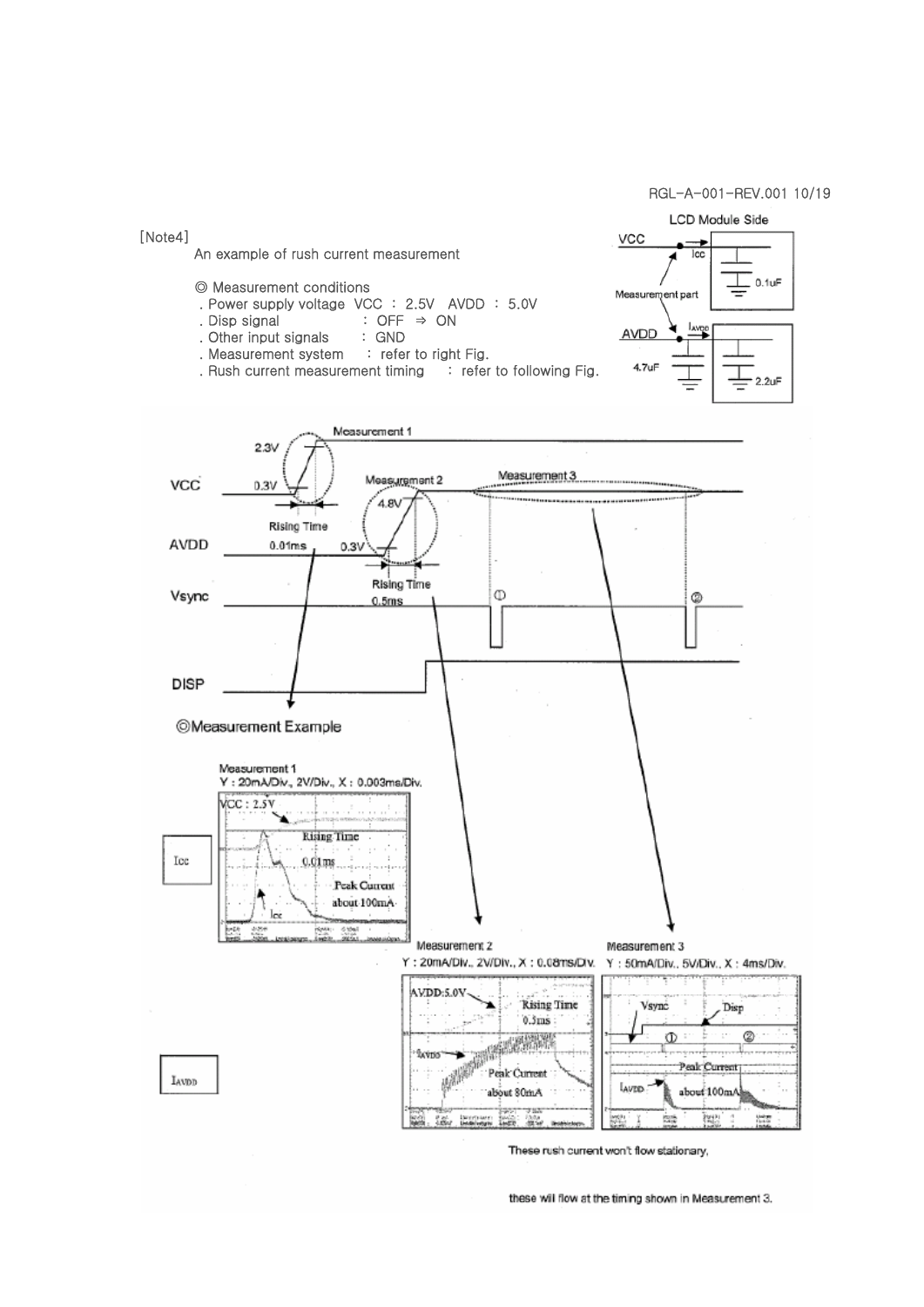[Note4]

An example of rush current measurement

◎ Measurement conditions

- Power supply voltage VCC : 2.5V AVDD : 5.0V
- Disp signal : OFF ⇒ ON
- Other input signals : GND
- Measurement system : refer to right Fig.
- Rush current measurement timing : refer to following Fig.

LCD Module Side

VCC — Icc — 0.1uF

Measurement part

AVDD — $I_{AVDD}$ — 4.7uF — 2.2uF

Measurement 1: VCC 0.3V → 2.3V, Rising Time 0.01ms

Measurement 2: AVDD 0.3V → 4.8V, Rising Time 0.5ms

Measurement 3

VCC, AVDD, Vsync ①, ②, DISP

◎Measurement Example

Measurement 1
Y : 20mA/Div., 2V/Div., X : 0.003ms/Div.

Icc — VCC : 2.5V, Rising Time 0.01ms, Peak Current about 100mA

Measurement 2
Y : 20mA/Div., 2V/Div., X : 0.08ms/Div.

$I_{AVDD}$ — AVDD:5.0V, Rising Time 0.3ms, Peak Current about 80mA

Measurement 3
Y : 50mA/Div., 5V/Div., X : 4ms/Div.

Vsync, Disp, ①, ②, Peak Current about 100mA

These rush current won't flow stationary,

these will flow at the timing shown in Measurement 3.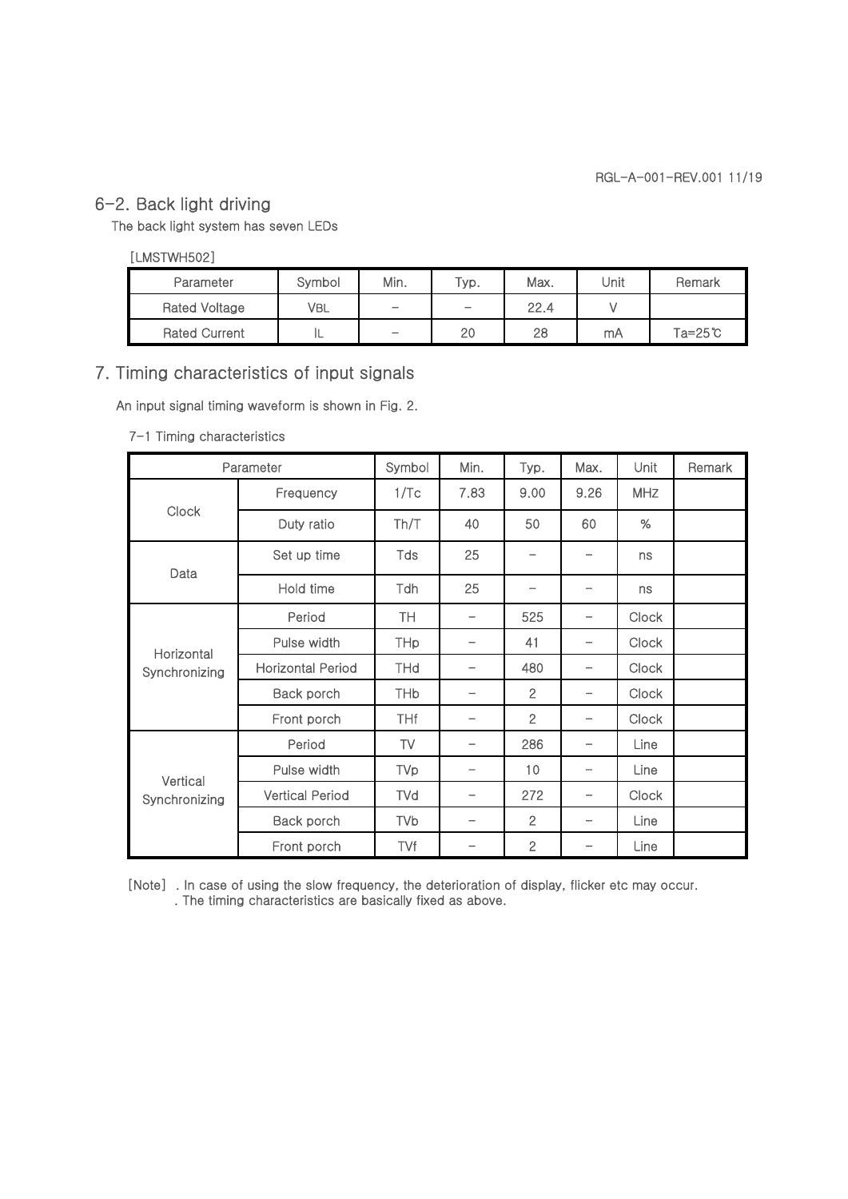## 6-2. Back light driving

The back light system has seven LEDs

[LMSTWH502]

| Parameter | Symbol | Min. | Typ. | Max. | Unit | Remark |
|---|---|---|---|---|---|---|
| Rated Voltage | VBL | - | - | 22.4 | V | |
| Rated Current | IL | - | 20 | 28 | mA | Ta=25℃ |

## 7. Timing characteristics of input signals

An input signal timing waveform is shown in Fig. 2.

7-1 Timing characteristics

| Parameter | | Symbol | Min. | Typ. | Max. | Unit | Remark |
|---|---|---|---|---|---|---|---|
| Clock | Frequency | 1/Tc | 7.83 | 9.00 | 9.26 | MHZ | |
| | Duty ratio | Th/T | 40 | 50 | 60 | % | |
| Data | Set up time | Tds | 25 | - | - | ns | |
| | Hold time | Tdh | 25 | - | - | ns | |
| Horizontal Synchronizing | Period | TH | - | 525 | - | Clock | |
| | Pulse width | THp | - | 41 | - | Clock | |
| | Horizontal Period | THd | - | 480 | - | Clock | |
| | Back porch | THb | - | 2 | - | Clock | |
| | Front porch | THf | - | 2 | - | Clock | |
| Vertical Synchronizing | Period | TV | - | 286 | - | Line | |
| | Pulse width | TVp | - | 10 | - | Line | |
| | Vertical Period | TVd | - | 272 | - | Clock | |
| | Back porch | TVb | - | 2 | - | Line | |
| | Front porch | TVf | - | 2 | - | Line | |

[Note] . In case of using the slow frequency, the deterioration of display, flicker etc may occur.
. The timing characteristics are basically fixed as above.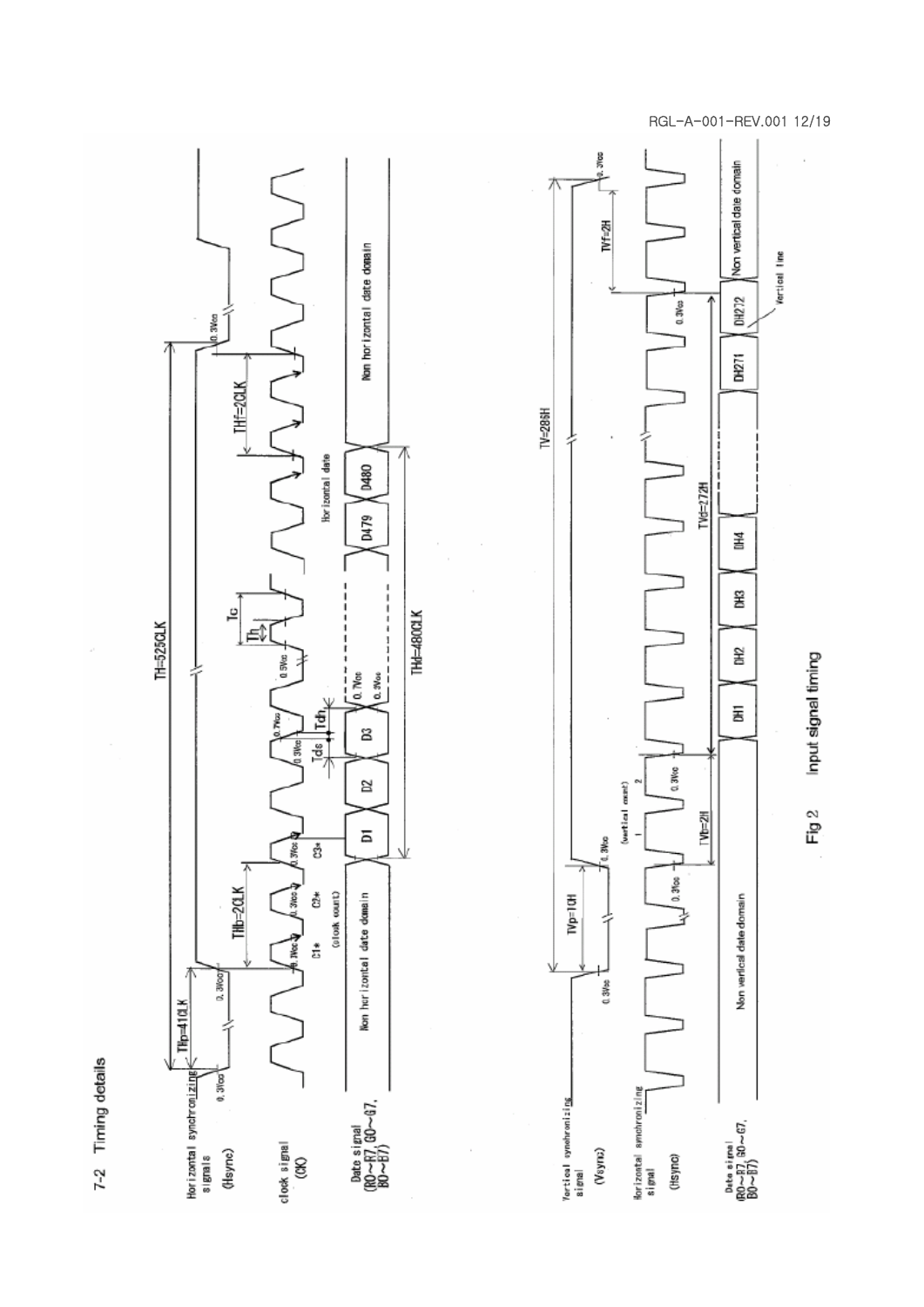## 7-2 Timing details

Horizontal synchronizing signals (Hsync)

clock signal (CK)

Date signal (R0~R7, G0~G7, B0~B7)

THp=41CLK

THb=2CLK

TH=525CLK

Tc

Th

Tds

Tdh

THf=2CLK

THd=480CLK

C1* C2* C3* (clock count)

Non horizontal date domain

D1 D2 D3 D479 D480

Horizontal date

0.3Vcc 0.7Vcc

Vertical synchronizing signal (Vsync)

Horizontal synchronizing signal (Hsync)

Date signal (R0~R7, G0~G7, B0~B7)

TV=286H

TVp=1CH

TVb=2H

TVd=272H

TVf=2H

(vertical count) 1 2

Non vertical date domain

DH1 DH2 DH3 DH4 DH271 DH272

Vertical line

Fig 2 Input signal timing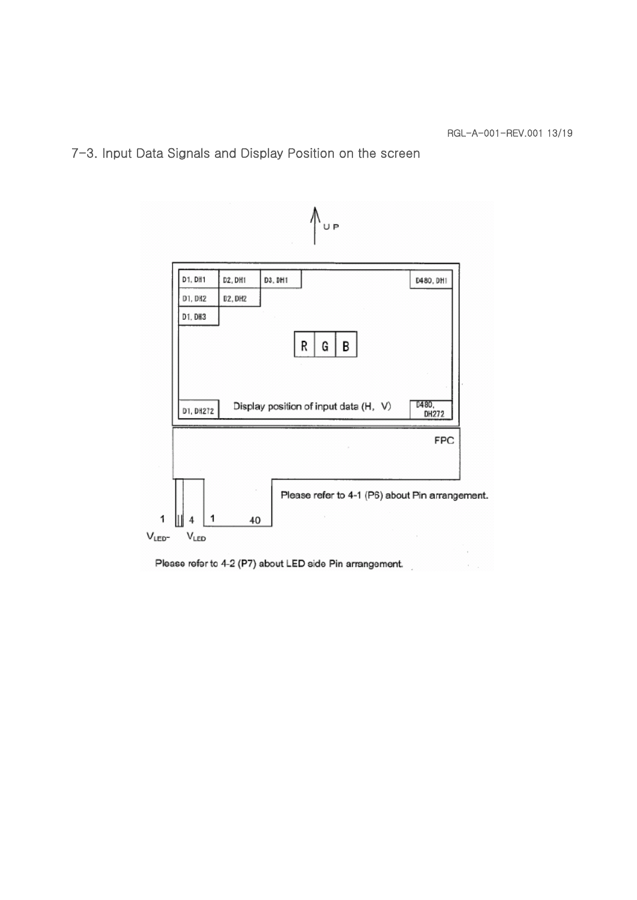## 7-3. Input Data Signals and Display Position on the screen

UP

| D1, DH1 | D2, DH1 | D3, DH1 | D480, DH1 |
|---|---|---|---|
| D1, DH2 | D2, DH2 | | |
| D1, DH3 | | | |

R | G | B

D1, DH272 — Display position of input data (H, V) — D480, DH272

FPC

Please refer to 4-1 (P6) about Pin arrangement.

1 4 1 40

$V_{LED-}$ $V_{LED}$

Please refer to 4-2 (P7) about LED side Pin arrangement.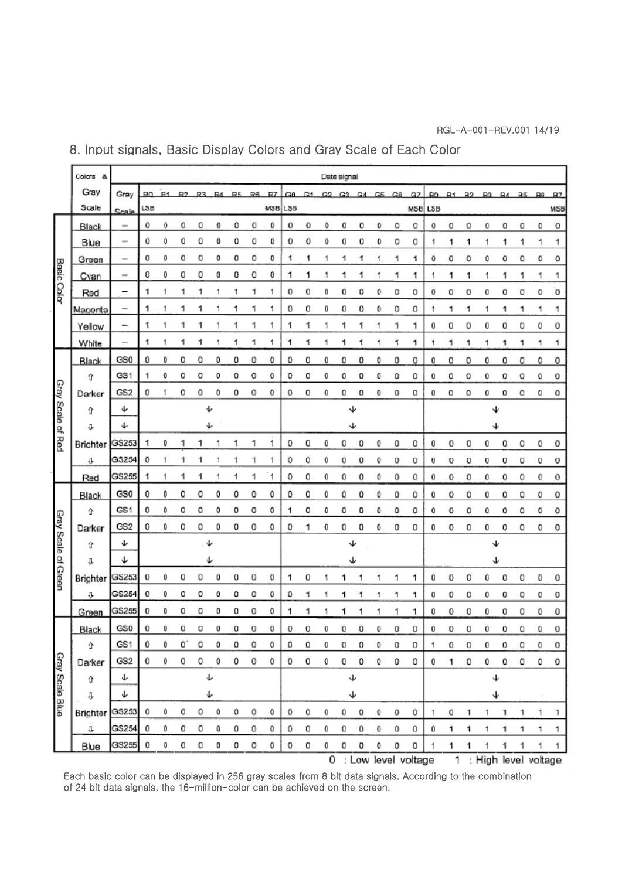## 8. Input signals, Basic Display Colors and Gray Scale of Each Color

| | Colors & Gray Scale | Gray Scale | R0 LSB | R1 | R2 | R3 | R4 | R5 | R6 | R7 MSB | G0 LSB | G1 | G2 | G3 | G4 | G5 | G6 | G7 MSB | B0 LSB | B1 | B2 | B3 | B4 | B5 | B6 | B7 MSB |
|---|---|---|---|---|---|---|---|---|---|---|---|---|---|---|---|---|---|---|---|---|---|---|---|---|---|---|
| Basic Color | Black | – | 0 | 0 | 0 | 0 | 0 | 0 | 0 | 0 | 0 | 0 | 0 | 0 | 0 | 0 | 0 | 0 | 0 | 0 | 0 | 0 | 0 | 0 | 0 | 0 |
| | Blue | – | 0 | 0 | 0 | 0 | 0 | 0 | 0 | 0 | 0 | 0 | 0 | 0 | 0 | 0 | 0 | 0 | 1 | 1 | 1 | 1 | 1 | 1 | 1 | 1 |
| | Green | – | 0 | 0 | 0 | 0 | 0 | 0 | 0 | 0 | 1 | 1 | 1 | 1 | 1 | 1 | 1 | 1 | 0 | 0 | 0 | 0 | 0 | 0 | 0 | 0 |
| | Cyan | – | 0 | 0 | 0 | 0 | 0 | 0 | 0 | 0 | 1 | 1 | 1 | 1 | 1 | 1 | 1 | 1 | 1 | 1 | 1 | 1 | 1 | 1 | 1 | 1 |
| | Red | – | 1 | 1 | 1 | 1 | 1 | 1 | 1 | 1 | 0 | 0 | 0 | 0 | 0 | 0 | 0 | 0 | 0 | 0 | 0 | 0 | 0 | 0 | 0 | 0 |
| | Magenta | – | 1 | 1 | 1 | 1 | 1 | 1 | 1 | 1 | 0 | 0 | 0 | 0 | 0 | 0 | 0 | 0 | 1 | 1 | 1 | 1 | 1 | 1 | 1 | 1 |
| | Yellow | – | 1 | 1 | 1 | 1 | 1 | 1 | 1 | 1 | 1 | 1 | 1 | 1 | 1 | 1 | 1 | 1 | 0 | 0 | 0 | 0 | 0 | 0 | 0 | 0 |
| | White | – | 1 | 1 | 1 | 1 | 1 | 1 | 1 | 1 | 1 | 1 | 1 | 1 | 1 | 1 | 1 | 1 | 1 | 1 | 1 | 1 | 1 | 1 | 1 | 1 |
| Gray Scale of Red | Black | GS0 | 0 | 0 | 0 | 0 | 0 | 0 | 0 | 0 | 0 | 0 | 0 | 0 | 0 | 0 | 0 | 0 | 0 | 0 | 0 | 0 | 0 | 0 | 0 | 0 |
| | ⇧ | GS1 | 1 | 0 | 0 | 0 | 0 | 0 | 0 | 0 | 0 | 0 | 0 | 0 | 0 | 0 | 0 | 0 | 0 | 0 | 0 | 0 | 0 | 0 | 0 | 0 |
| | Darker | GS2 | 0 | 1 | 0 | 0 | 0 | 0 | 0 | 0 | 0 | 0 | 0 | 0 | 0 | 0 | 0 | 0 | 0 | 0 | 0 | 0 | 0 | 0 | 0 | 0 |
| | ⇧ | ↓ | | | | ↓ | | | | | | | | ↓ | | | | | | | | ↓ | | | | |
| | ⇩ | ↓ | | | | ↓ | | | | | | | | ↓ | | | | | | | | ↓ | | | | |
| | Brighter | GS253 | 1 | 0 | 1 | 1 | 1 | 1 | 1 | 1 | 0 | 0 | 0 | 0 | 0 | 0 | 0 | 0 | 0 | 0 | 0 | 0 | 0 | 0 | 0 | 0 |
| | ⇩ | GS254 | 0 | 1 | 1 | 1 | 1 | 1 | 1 | 1 | 0 | 0 | 0 | 0 | 0 | 0 | 0 | 0 | 0 | 0 | 0 | 0 | 0 | 0 | 0 | 0 |
| | Red | GS255 | 1 | 1 | 1 | 1 | 1 | 1 | 1 | 1 | 0 | 0 | 0 | 0 | 0 | 0 | 0 | 0 | 0 | 0 | 0 | 0 | 0 | 0 | 0 | 0 |
| Gray Scale of Green | Black | GS0 | 0 | 0 | 0 | 0 | 0 | 0 | 0 | 0 | 0 | 0 | 0 | 0 | 0 | 0 | 0 | 0 | 0 | 0 | 0 | 0 | 0 | 0 | 0 | 0 |
| | ⇧ | GS1 | 0 | 0 | 0 | 0 | 0 | 0 | 0 | 0 | 1 | 0 | 0 | 0 | 0 | 0 | 0 | 0 | 0 | 0 | 0 | 0 | 0 | 0 | 0 | 0 |
| | Darker | GS2 | 0 | 0 | 0 | 0 | 0 | 0 | 0 | 0 | 0 | 1 | 0 | 0 | 0 | 0 | 0 | 0 | 0 | 0 | 0 | 0 | 0 | 0 | 0 | 0 |
| | ⇧ | ↓ | | | | ↓ | | | | | | | | ↓ | | | | | | | | ↓ | | | | |
| | ⇩ | ↓ | | | | ↓ | | | | | | | | ↓ | | | | | | | | ↓ | | | | |
| | Brighter | GS253 | 0 | 0 | 0 | 0 | 0 | 0 | 0 | 0 | 1 | 0 | 1 | 1 | 1 | 1 | 1 | 1 | 0 | 0 | 0 | 0 | 0 | 0 | 0 | 0 |
| | ⇩ | GS254 | 0 | 0 | 0 | 0 | 0 | 0 | 0 | 0 | 0 | 1 | 1 | 1 | 1 | 1 | 1 | 1 | 0 | 0 | 0 | 0 | 0 | 0 | 0 | 0 |
| | Green | GS255 | 0 | 0 | 0 | 0 | 0 | 0 | 0 | 0 | 1 | 1 | 1 | 1 | 1 | 1 | 1 | 1 | 0 | 0 | 0 | 0 | 0 | 0 | 0 | 0 |
| Gray Scale Blue | Black | GS0 | 0 | 0 | 0 | 0 | 0 | 0 | 0 | 0 | 0 | 0 | 0 | 0 | 0 | 0 | 0 | 0 | 0 | 0 | 0 | 0 | 0 | 0 | 0 | 0 |
| | ⇧ | GS1 | 0 | 0 | 0 | 0 | 0 | 0 | 0 | 0 | 0 | 0 | 0 | 0 | 0 | 0 | 0 | 0 | 1 | 0 | 0 | 0 | 0 | 0 | 0 | 0 |
| | Darker | GS2 | 0 | 0 | 0 | 0 | 0 | 0 | 0 | 0 | 0 | 0 | 0 | 0 | 0 | 0 | 0 | 0 | 0 | 1 | 0 | 0 | 0 | 0 | 0 | 0 |
| | ⇧ | ↓ | | | | ↓ | | | | | | | | ↓ | | | | | | | | ↓ | | | | |
| | ⇩ | ↓ | | | | ↓ | | | | | | | | ↓ | | | | | | | | ↓ | | | | |
| | Brighter | GS253 | 0 | 0 | 0 | 0 | 0 | 0 | 0 | 0 | 0 | 0 | 0 | 0 | 0 | 0 | 0 | 0 | 1 | 0 | 1 | 1 | 1 | 1 | 1 | 1 |
| | ⇩ | GS254 | 0 | 0 | 0 | 0 | 0 | 0 | 0 | 0 | 0 | 0 | 0 | 0 | 0 | 0 | 0 | 0 | 0 | 1 | 1 | 1 | 1 | 1 | 1 | 1 |
| | Blue | GS255 | 0 | 0 | 0 | 0 | 0 | 0 | 0 | 0 | 0 | 0 | 0 | 0 | 0 | 0 | 0 | 0 | 1 | 1 | 1 | 1 | 1 | 1 | 1 | 1 |

0 : Low level voltage  1 : High level voltage

Each basic color can be displayed in 256 gray scales from 8 bit data signals. According to the combination of 24 bit data signals, the 16-million-color can be achieved on the screen.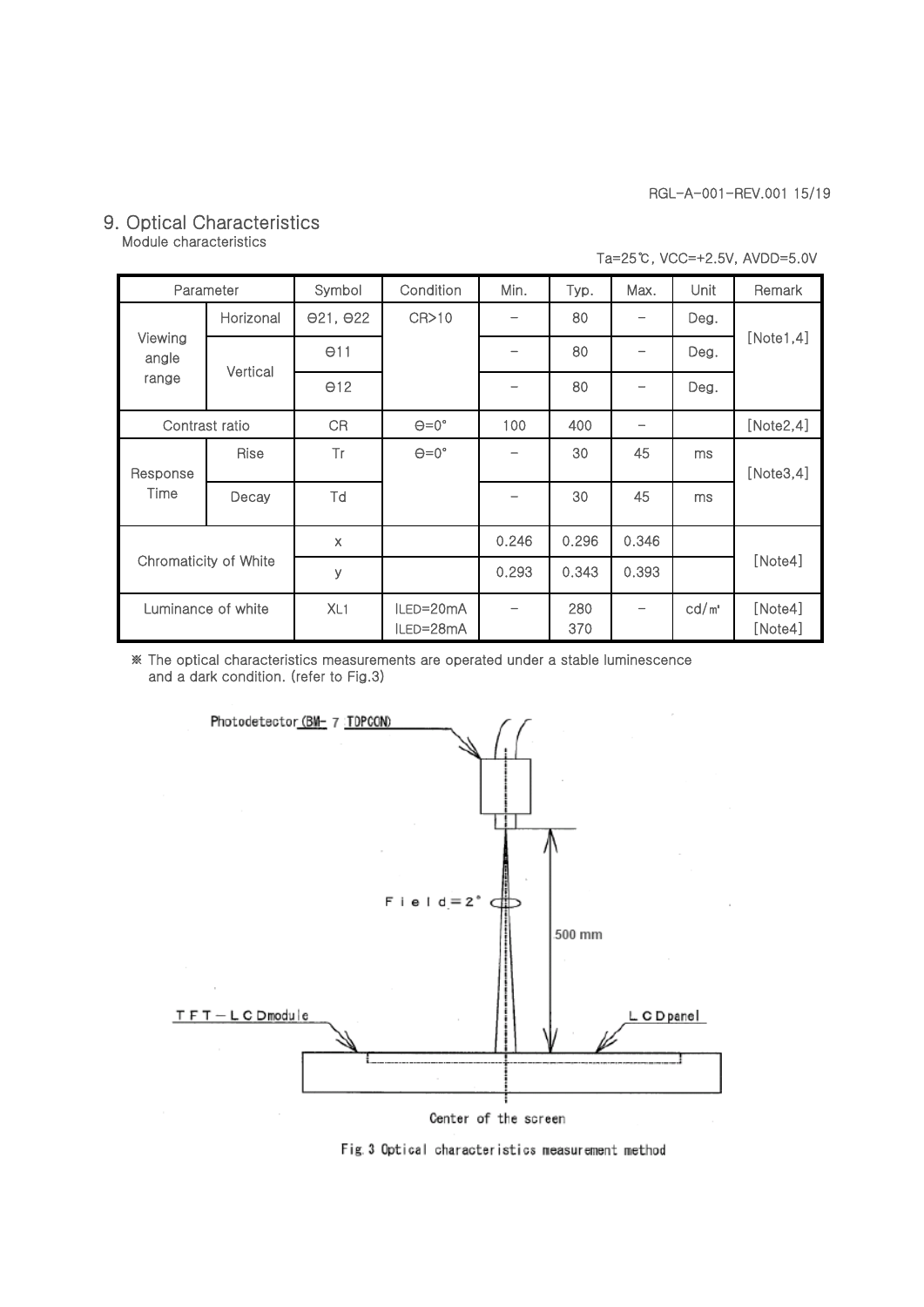# 9. Optical Characteristics

Module characteristics

Ta=25℃, VCC=+2.5V, AVDD=5.0V

| Parameter | | Symbol | Condition | Min. | Typ. | Max. | Unit | Remark |
|---|---|---|---|---|---|---|---|---|
| Viewing angle range | Horizonal | Θ21, Θ22 | CR>10 | – | 80 | – | Deg. | [Note1,4] |
| | Vertical | Θ11 | | – | 80 | – | Deg. | |
| | | Θ12 | | – | 80 | – | Deg. | |
| Contrast ratio | | CR | Θ=0° | 100 | 400 | – | | [Note2,4] |
| Response Time | Rise | Tr | Θ=0° | – | 30 | 45 | ms | [Note3,4] |
| | Decay | Td | | – | 30 | 45 | ms | |
| Chromaticity of White | | x | | 0.246 | 0.296 | 0.346 | | [Note4] |
| | | y | | 0.293 | 0.343 | 0.393 | | |
| Luminance of white | | XL1 | ILED=20mA<br>ILED=28mA | – | 280<br>370 | – | cd/㎡ | [Note4]<br>[Note4] |

※ The optical characteristics measurements are operated under a stable luminescence and a dark condition. (refer to Fig.3)

Photodetector (BM- 7 TOPCON)

Field=2°

500 mm

TFT－LCDmodule

LCDpanel

Center of the screen

Fig.3 Optical characteristics measurement method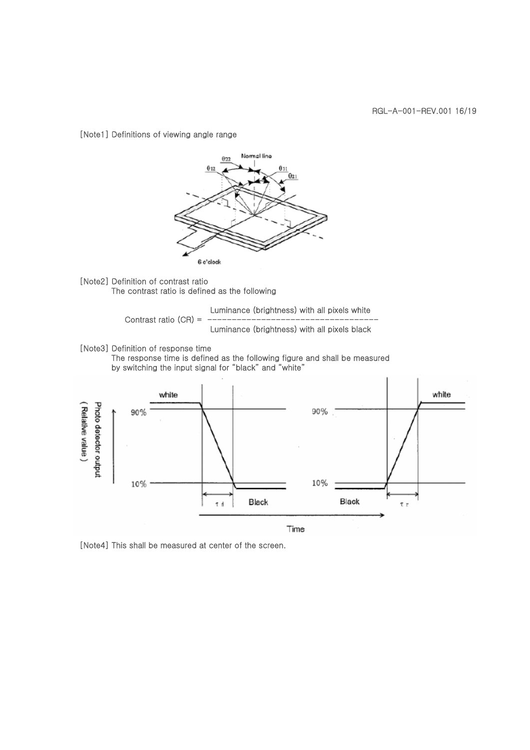[Note1] Definitions of viewing angle range

[Note2] Definition of contrast ratio

The contrast ratio is defined as the following

$$\text{Contrast ratio (CR)} = \frac{\text{Luminance (brightness) with all pixels white}}{\text{Luminance (brightness) with all pixels black}}$$

[Note3] Definition of response time

The response time is defined as the following figure and shall be measured by switching the input signal for “black” and “white”

[Note4] This shall be measured at center of the screen.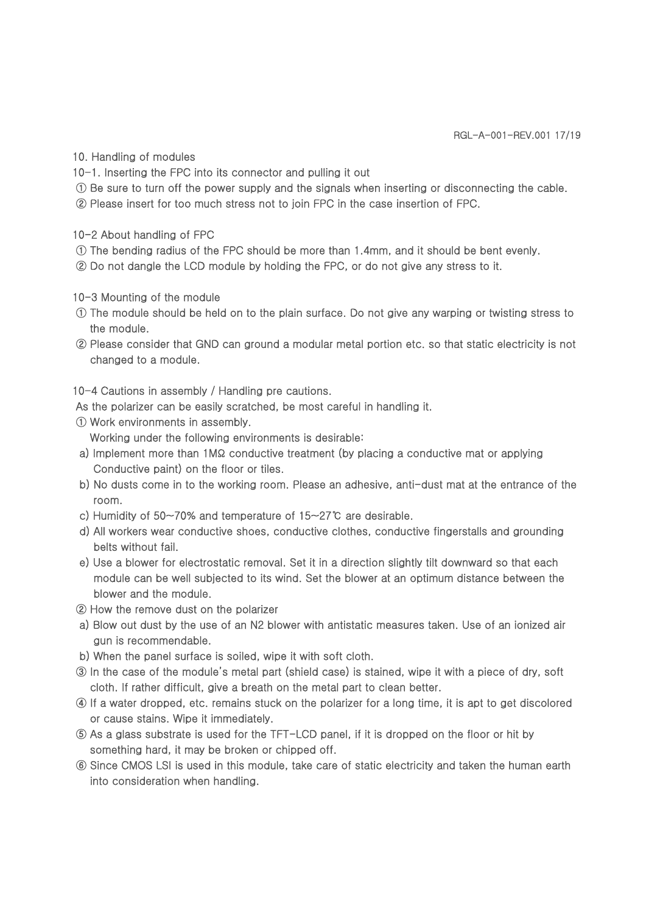## 10. Handling of modules

### 10-1. Inserting the FPC into its connector and pulling it out

① Be sure to turn off the power supply and the signals when inserting or disconnecting the cable.
② Please insert for too much stress not to join FPC in the case insertion of FPC.

### 10-2 About handling of FPC

① The bending radius of the FPC should be more than 1.4mm, and it should be bent evenly.
② Do not dangle the LCD module by holding the FPC, or do not give any stress to it.

### 10-3 Mounting of the module

① The module should be held on to the plain surface. Do not give any warping or twisting stress to the module.
② Please consider that GND can ground a modular metal portion etc. so that static electricity is not changed to a module.

### 10-4 Cautions in assembly / Handling pre cautions.

As the polarizer can be easily scratched, be most careful in handling it.

① Work environments in assembly.
Working under the following environments is desirable:

a) Implement more than 1MΩ conductive treatment (by placing a conductive mat or applying Conductive paint) on the floor or tiles.
b) No dusts come in to the working room. Please an adhesive, anti-dust mat at the entrance of the room.
c) Humidity of 50~70% and temperature of 15~27℃ are desirable.
d) All workers wear conductive shoes, conductive clothes, conductive fingerstalls and grounding belts without fail.
e) Use a blower for electrostatic removal. Set it in a direction slightly tilt downward so that each module can be well subjected to its wind. Set the blower at an optimum distance between the blower and the module.

② How the remove dust on the polarizer

a) Blow out dust by the use of an N2 blower with antistatic measures taken. Use of an ionized air gun is recommendable.
b) When the panel surface is soiled, wipe it with soft cloth.

③ In the case of the module's metal part (shield case) is stained, wipe it with a piece of dry, soft cloth. If rather difficult, give a breath on the metal part to clean better.
④ If a water dropped, etc. remains stuck on the polarizer for a long time, it is apt to get discolored or cause stains. Wipe it immediately.
⑤ As a glass substrate is used for the TFT-LCD panel, if it is dropped on the floor or hit by something hard, it may be broken or chipped off.
⑥ Since CMOS LSI is used in this module, take care of static electricity and taken the human earth into consideration when handling.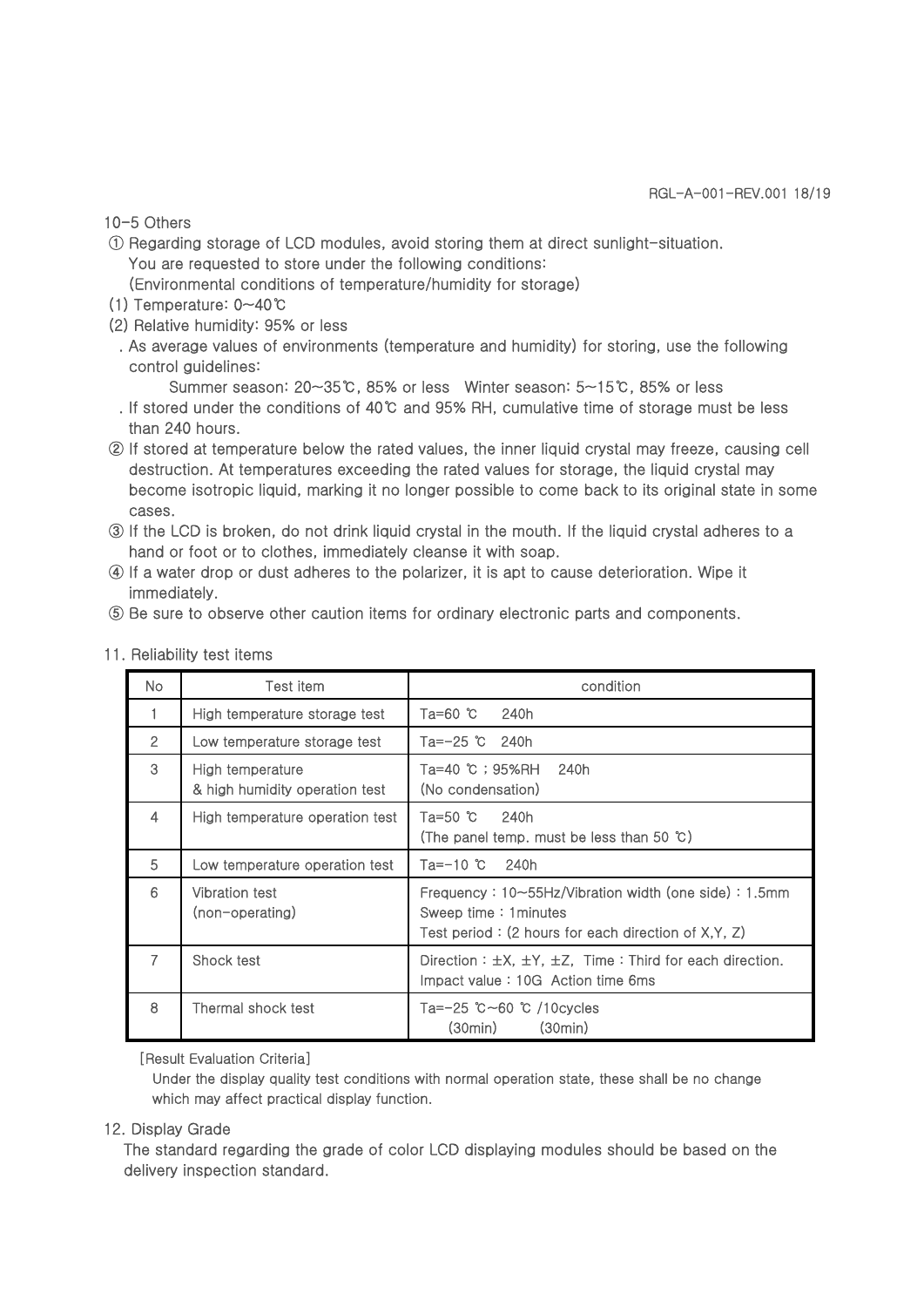10-5 Others

① Regarding storage of LCD modules, avoid storing them at direct sunlight-situation.
You are requested to store under the following conditions:
(Environmental conditions of temperature/humidity for storage)

(1) Temperature: 0~40℃

(2) Relative humidity: 95% or less

. As average values of environments (temperature and humidity) for storing, use the following control guidelines:
Summer season: 20~35℃, 85% or less  Winter season: 5~15℃, 85% or less

. If stored under the conditions of 40℃ and 95% RH, cumulative time of storage must be less than 240 hours.

② If stored at temperature below the rated values, the inner liquid crystal may freeze, causing cell destruction. At temperatures exceeding the rated values for storage, the liquid crystal may become isotropic liquid, marking it no longer possible to come back to its original state in some cases.

③ If the LCD is broken, do not drink liquid crystal in the mouth. If the liquid crystal adheres to a hand or foot or to clothes, immediately cleanse it with soap.

④ If a water drop or dust adheres to the polarizer, it is apt to cause deterioration. Wipe it immediately.

⑤ Be sure to observe other caution items for ordinary electronic parts and components.

## 11. Reliability test items

| No | Test item | condition |
|---|---|---|
| 1 | High temperature storage test | Ta=60 ℃  240h |
| 2 | Low temperature storage test | Ta=-25 ℃  240h |
| 3 | High temperature & high humidity operation test | Ta=40 ℃ ; 95%RH  240h (No condensation) |
| 4 | High temperature operation test | Ta=50 ℃  240h (The panel temp. must be less than 50 ℃) |
| 5 | Low temperature operation test | Ta=-10 ℃  240h |
| 6 | Vibration test (non-operating) | Frequency : 10~55Hz/Vibration width (one side) : 1.5mm Sweep time : 1minutes Test period : (2 hours for each direction of X,Y, Z) |
| 7 | Shock test | Direction : ±X, ±Y, ±Z, Time : Third for each direction. Impact value : 10G Action time 6ms |
| 8 | Thermal shock test | Ta=-25 ℃~60 ℃ /10cycles (30min) (30min) |

[Result Evaluation Criteria]

Under the display quality test conditions with normal operation state, these shall be no change which may affect practical display function.

## 12. Display Grade

The standard regarding the grade of color LCD displaying modules should be based on the delivery inspection standard.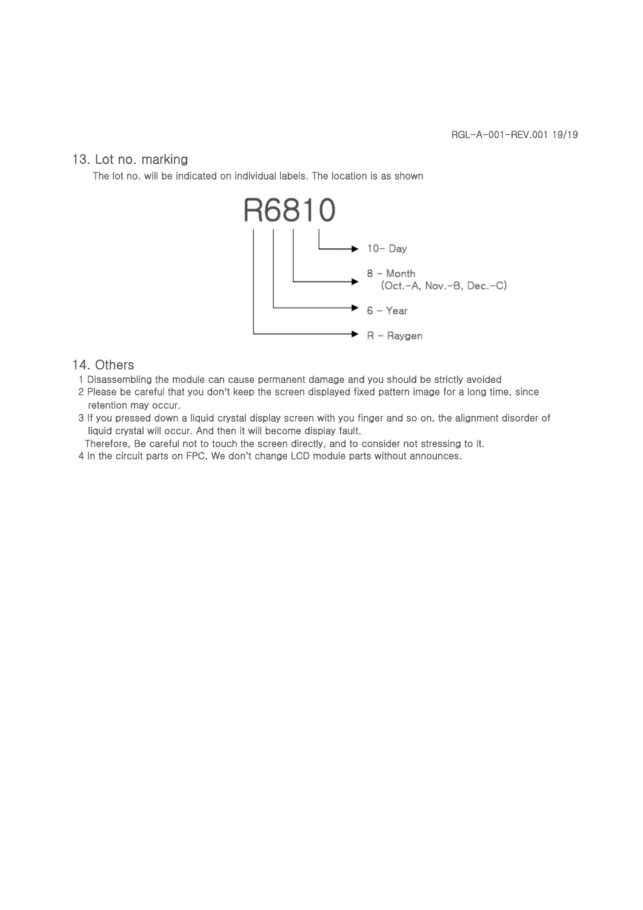## 13. Lot no. marking

The lot no. will be indicated on individual labels. The location is as shown

R6810

10- Day

8 – Month
(Oct.-A, Nov.-B, Dec.-C)

6 – Year

R – Raygen

## 14. Others

1 Disassembling the module can cause permanent damage and you should be strictly avoided

2 Please be careful that you don't keep the screen displayed fixed pattern image for a long time, since retention may occur.

3 If you pressed down a liquid crystal display screen with you finger and so on, the alignment disorder of liquid crystal will occur. And then it will become display fault.
Therefore, Be careful not to touch the screen directly, and to consider not stressing to it.

4 In the circuit parts on FPC, We don't change LCD module parts without announces.